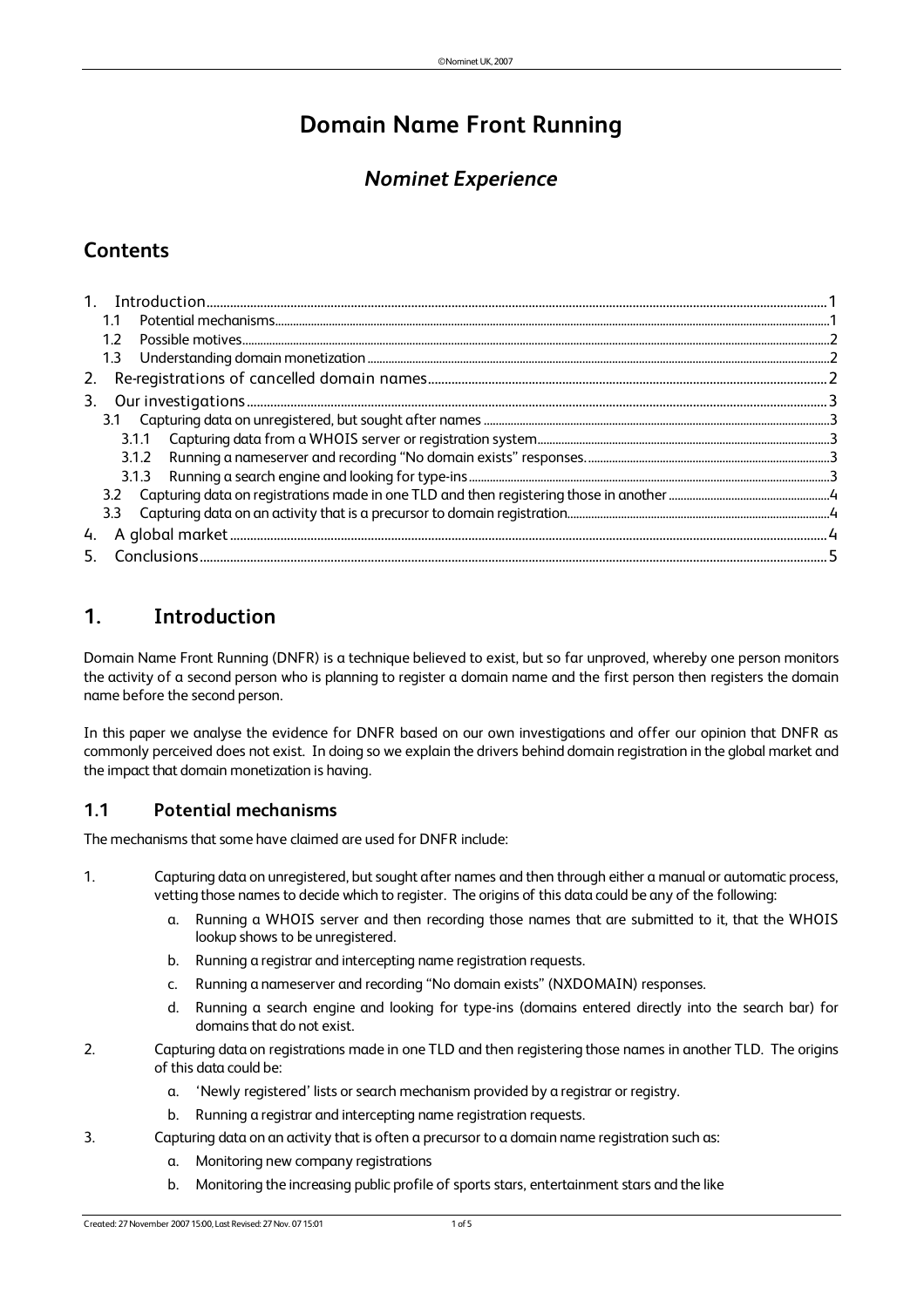# Domain Name Front Running

## *Nominet Experience*

## Contents

1. Introduction ..... 1
   - 1.1 Potential mechanisms ..... 1
   - 1.2 Possible motives ..... 2
   - 1.3 Understanding domain monetization ..... 2
2. Re-registrations of cancelled domain names ..... 2
3. Our investigations ..... 3
   - 3.1 Capturing data on unregistered, but sought after names ..... 3
     - 3.1.1 Capturing data from a WHOIS server or registration system ..... 3
     - 3.1.2 Running a nameserver and recording "No domain exists" responses. ..... 3
     - 3.1.3 Running a search engine and looking for type-ins ..... 3
   - 3.2 Capturing data on registrations made in one TLD and then registering those in another ..... 4
   - 3.3 Capturing data on an activity that is a precursor to domain registration ..... 4
4. A global market ..... 4
5. Conclusions ..... 5

## 1. Introduction

Domain Name Front Running (DNFR) is a technique believed to exist, but so far unproved, whereby one person monitors the activity of a second person who is planning to register a domain name and the first person then registers the domain name before the second person.

In this paper we analyse the evidence for DNFR based on our own investigations and offer our opinion that DNFR as commonly perceived does not exist. In doing so we explain the drivers behind domain registration in the global market and the impact that domain monetization is having.

### 1.1 Potential mechanisms

The mechanisms that some have claimed are used for DNFR include:

1. Capturing data on unregistered, but sought after names and then through either a manual or automatic process, vetting those names to decide which to register. The origins of this data could be any of the following:
   a. Running a WHOIS server and then recording those names that are submitted to it, that the WHOIS lookup shows to be unregistered.
   b. Running a registrar and intercepting name registration requests.
   c. Running a nameserver and recording "No domain exists" (NXDOMAIN) responses.
   d. Running a search engine and looking for type-ins (domains entered directly into the search bar) for domains that do not exist.
2. Capturing data on registrations made in one TLD and then registering those names in another TLD. The origins of this data could be:
   a. 'Newly registered' lists or search mechanism provided by a registrar or registry.
   b. Running a registrar and intercepting name registration requests.
3. Capturing data on an activity that is often a precursor to a domain name registration such as:
   a. Monitoring new company registrations
   b. Monitoring the increasing public profile of sports stars, entertainment stars and the like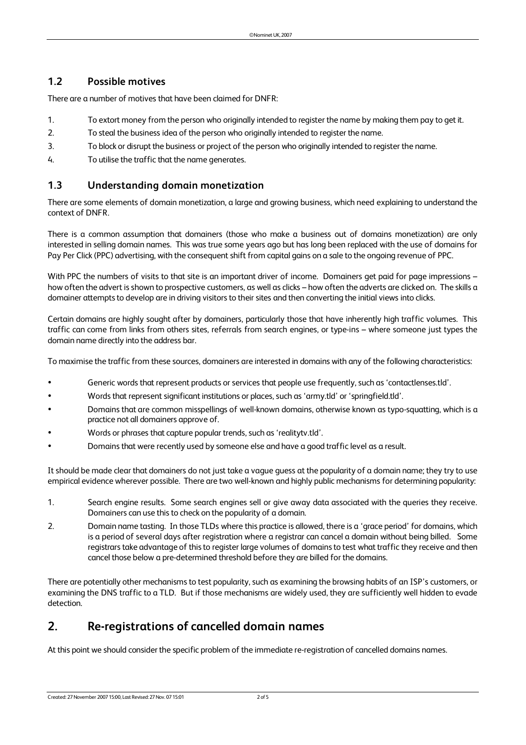### 1.2 Possible motives

There are a number of motives that have been claimed for DNFR:

1. To extort money from the person who originally intended to register the name by making them pay to get it.
2. To steal the business idea of the person who originally intended to register the name.
3. To block or disrupt the business or project of the person who originally intended to register the name.
4. To utilise the traffic that the name generates.

### 1.3 Understanding domain monetization

There are some elements of domain monetization, a large and growing business, which need explaining to understand the context of DNFR.

There is a common assumption that domainers (those who make a business out of domains monetization) are only interested in selling domain names. This was true some years ago but has long been replaced with the use of domains for Pay Per Click (PPC) advertising, with the consequent shift from capital gains on a sale to the ongoing revenue of PPC.

With PPC the numbers of visits to that site is an important driver of income. Domainers get paid for page impressions – how often the advert is shown to prospective customers, as well as clicks – how often the adverts are clicked on. The skills a domainer attempts to develop are in driving visitors to their sites and then converting the initial views into clicks.

Certain domains are highly sought after by domainers, particularly those that have inherently high traffic volumes. This traffic can come from links from others sites, referrals from search engines, or type-ins – where someone just types the domain name directly into the address bar.

To maximise the traffic from these sources, domainers are interested in domains with any of the following characteristics:

- Generic words that represent products or services that people use frequently, such as 'contactlenses.tld'.
- Words that represent significant institutions or places, such as 'army.tld' or 'springfield.tld'.
- Domains that are common misspellings of well-known domains, otherwise known as typo-squatting, which is a practice not all domainers approve of.
- Words or phrases that capture popular trends, such as 'realitytv.tld'.
- Domains that were recently used by someone else and have a good traffic level as a result.

It should be made clear that domainers do not just take a vague guess at the popularity of a domain name; they try to use empirical evidence wherever possible. There are two well-known and highly public mechanisms for determining popularity:

1. Search engine results. Some search engines sell or give away data associated with the queries they receive. Domainers can use this to check on the popularity of a domain.
2. Domain name tasting. In those TLDs where this practice is allowed, there is a 'grace period' for domains, which is a period of several days after registration where a registrar can cancel a domain without being billed. Some registrars take advantage of this to register large volumes of domains to test what traffic they receive and then cancel those below a pre-determined threshold before they are billed for the domains.

There are potentially other mechanisms to test popularity, such as examining the browsing habits of an ISP's customers, or examining the DNS traffic to a TLD. But if those mechanisms are widely used, they are sufficiently well hidden to evade detection.

## 2. Re-registrations of cancelled domain names

At this point we should consider the specific problem of the immediate re-registration of cancelled domains names.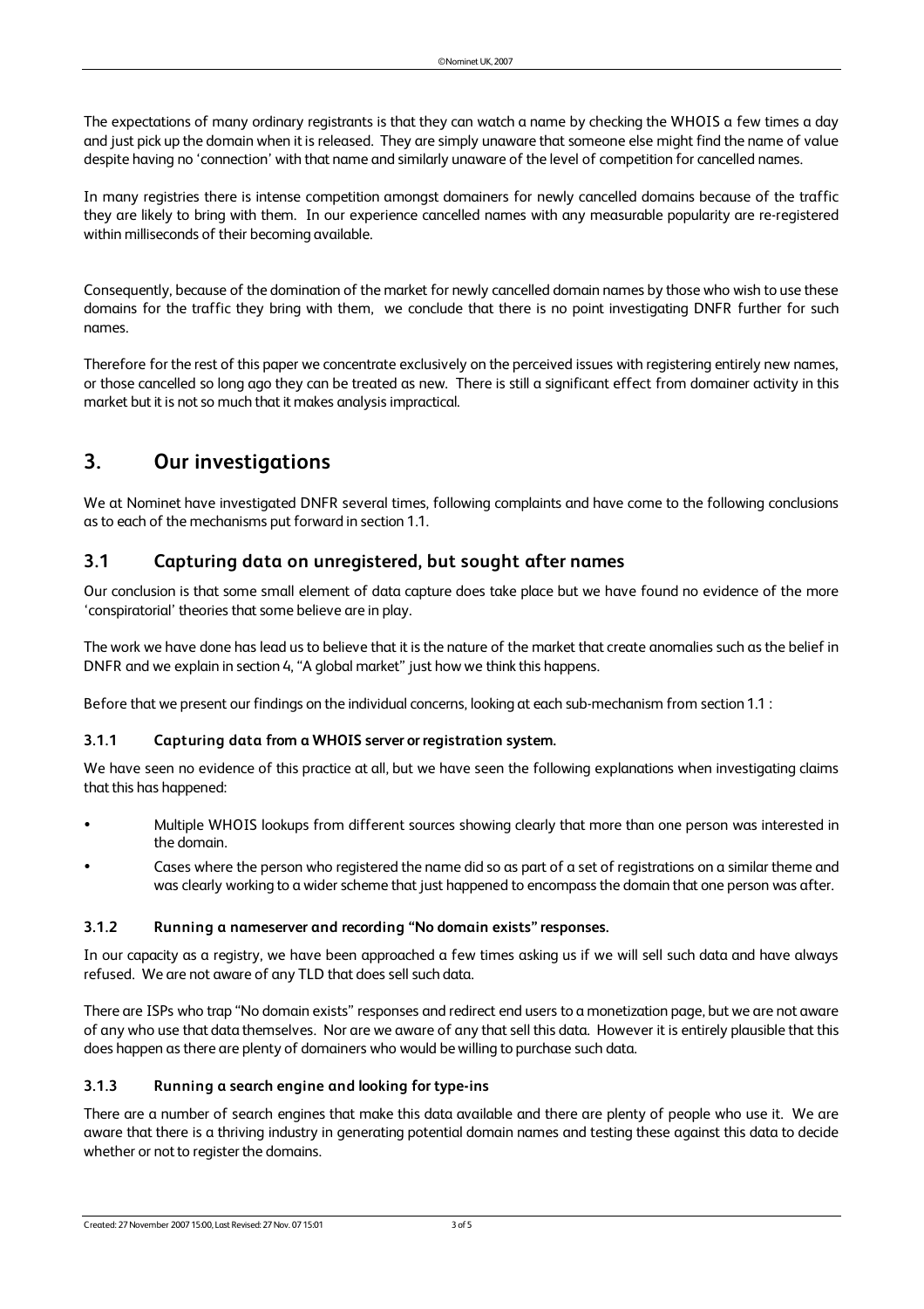The expectations of many ordinary registrants is that they can watch a name by checking the WHOIS a few times a day and just pick up the domain when it is released. They are simply unaware that someone else might find the name of value despite having no 'connection' with that name and similarly unaware of the level of competition for cancelled names.

In many registries there is intense competition amongst domainers for newly cancelled domains because of the traffic they are likely to bring with them. In our experience cancelled names with any measurable popularity are re-registered within milliseconds of their becoming available.

Consequently, because of the domination of the market for newly cancelled domain names by those who wish to use these domains for the traffic they bring with them, we conclude that there is no point investigating DNFR further for such names.

Therefore for the rest of this paper we concentrate exclusively on the perceived issues with registering entirely new names, or those cancelled so long ago they can be treated as new. There is still a significant effect from domainer activity in this market but it is not so much that it makes analysis impractical.

# 3. Our investigations

We at Nominet have investigated DNFR several times, following complaints and have come to the following conclusions as to each of the mechanisms put forward in section 1.1.

## 3.1 Capturing data on unregistered, but sought after names

Our conclusion is that some small element of data capture does take place but we have found no evidence of the more 'conspiratorial' theories that some believe are in play.

The work we have done has lead us to believe that it is the nature of the market that create anomalies such as the belief in DNFR and we explain in section 4, "A global market" just how we think this happens.

Before that we present our findings on the individual concerns, looking at each sub-mechanism from section 1.1 :

### 3.1.1 Capturing data from a WHOIS server or registration system.

We have seen no evidence of this practice at all, but we have seen the following explanations when investigating claims that this has happened:

- Multiple WHOIS lookups from different sources showing clearly that more than one person was interested in the domain.
- Cases where the person who registered the name did so as part of a set of registrations on a similar theme and was clearly working to a wider scheme that just happened to encompass the domain that one person was after.

### 3.1.2 Running a nameserver and recording "No domain exists" responses.

In our capacity as a registry, we have been approached a few times asking us if we will sell such data and have always refused. We are not aware of any TLD that does sell such data.

There are ISPs who trap "No domain exists" responses and redirect end users to a monetization page, but we are not aware of any who use that data themselves. Nor are we aware of any that sell this data. However it is entirely plausible that this does happen as there are plenty of domainers who would be willing to purchase such data.

### 3.1.3 Running a search engine and looking for type-ins

There are a number of search engines that make this data available and there are plenty of people who use it. We are aware that there is a thriving industry in generating potential domain names and testing these against this data to decide whether or not to register the domains.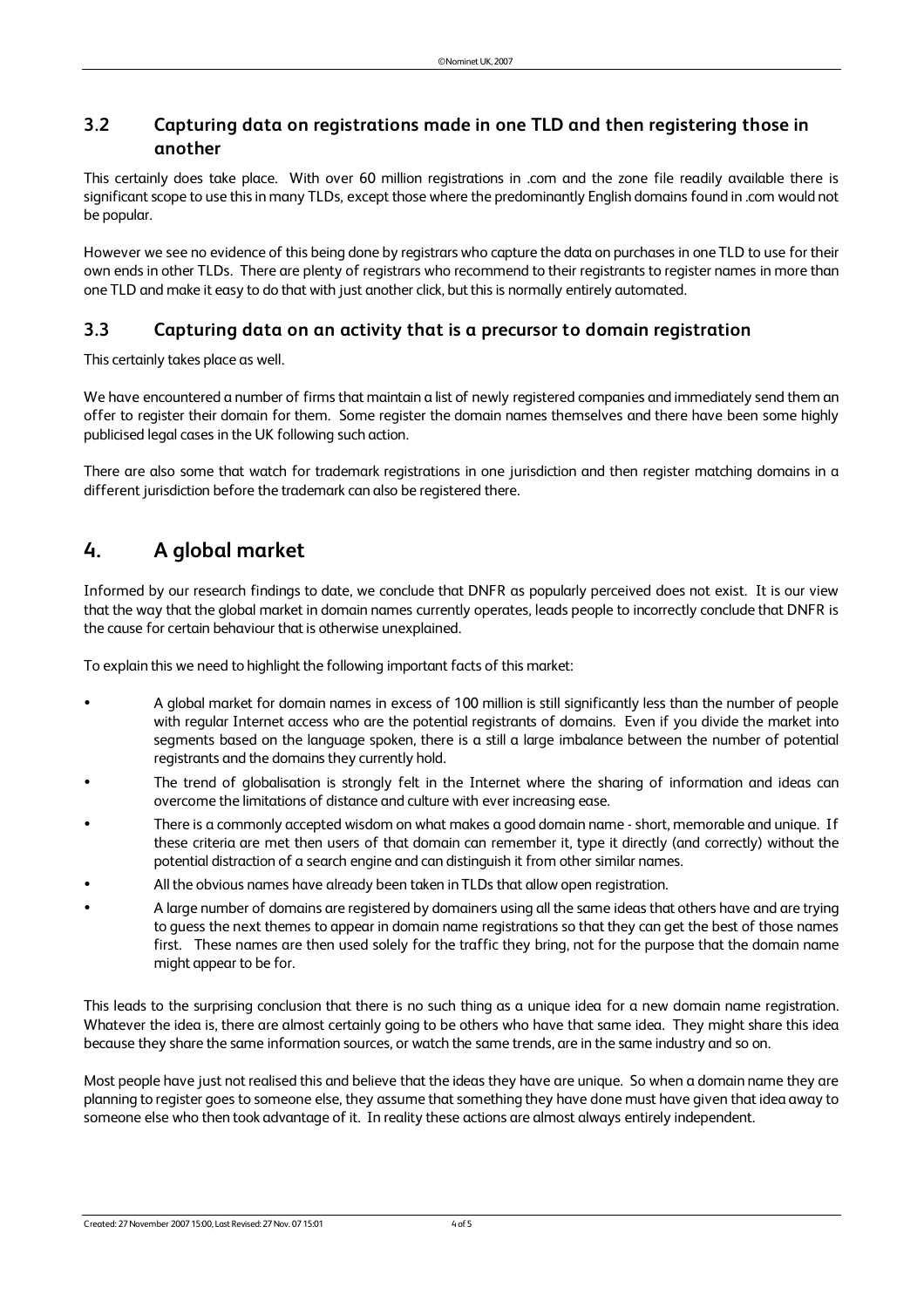### 3.2 Capturing data on registrations made in one TLD and then registering those in another

This certainly does take place. With over 60 million registrations in .com and the zone file readily available there is significant scope to use this in many TLDs, except those where the predominantly English domains found in .com would not be popular.

However we see no evidence of this being done by registrars who capture the data on purchases in one TLD to use for their own ends in other TLDs. There are plenty of registrars who recommend to their registrants to register names in more than one TLD and make it easy to do that with just another click, but this is normally entirely automated.

### 3.3 Capturing data on an activity that is a precursor to domain registration

This certainly takes place as well.

We have encountered a number of firms that maintain a list of newly registered companies and immediately send them an offer to register their domain for them. Some register the domain names themselves and there have been some highly publicised legal cases in the UK following such action.

There are also some that watch for trademark registrations in one jurisdiction and then register matching domains in a different jurisdiction before the trademark can also be registered there.

## 4. A global market

Informed by our research findings to date, we conclude that DNFR as popularly perceived does not exist. It is our view that the way that the global market in domain names currently operates, leads people to incorrectly conclude that DNFR is the cause for certain behaviour that is otherwise unexplained.

To explain this we need to highlight the following important facts of this market:

- A global market for domain names in excess of 100 million is still significantly less than the number of people with regular Internet access who are the potential registrants of domains. Even if you divide the market into segments based on the language spoken, there is a still a large imbalance between the number of potential registrants and the domains they currently hold.
- The trend of globalisation is strongly felt in the Internet where the sharing of information and ideas can overcome the limitations of distance and culture with ever increasing ease.
- There is a commonly accepted wisdom on what makes a good domain name - short, memorable and unique. If these criteria are met then users of that domain can remember it, type it directly (and correctly) without the potential distraction of a search engine and can distinguish it from other similar names.
- All the obvious names have already been taken in TLDs that allow open registration.
- A large number of domains are registered by domainers using all the same ideas that others have and are trying to guess the next themes to appear in domain name registrations so that they can get the best of those names first. These names are then used solely for the traffic they bring, not for the purpose that the domain name might appear to be for.

This leads to the surprising conclusion that there is no such thing as a unique idea for a new domain name registration. Whatever the idea is, there are almost certainly going to be others who have that same idea. They might share this idea because they share the same information sources, or watch the same trends, are in the same industry and so on.

Most people have just not realised this and believe that the ideas they have are unique. So when a domain name they are planning to register goes to someone else, they assume that something they have done must have given that idea away to someone else who then took advantage of it. In reality these actions are almost always entirely independent.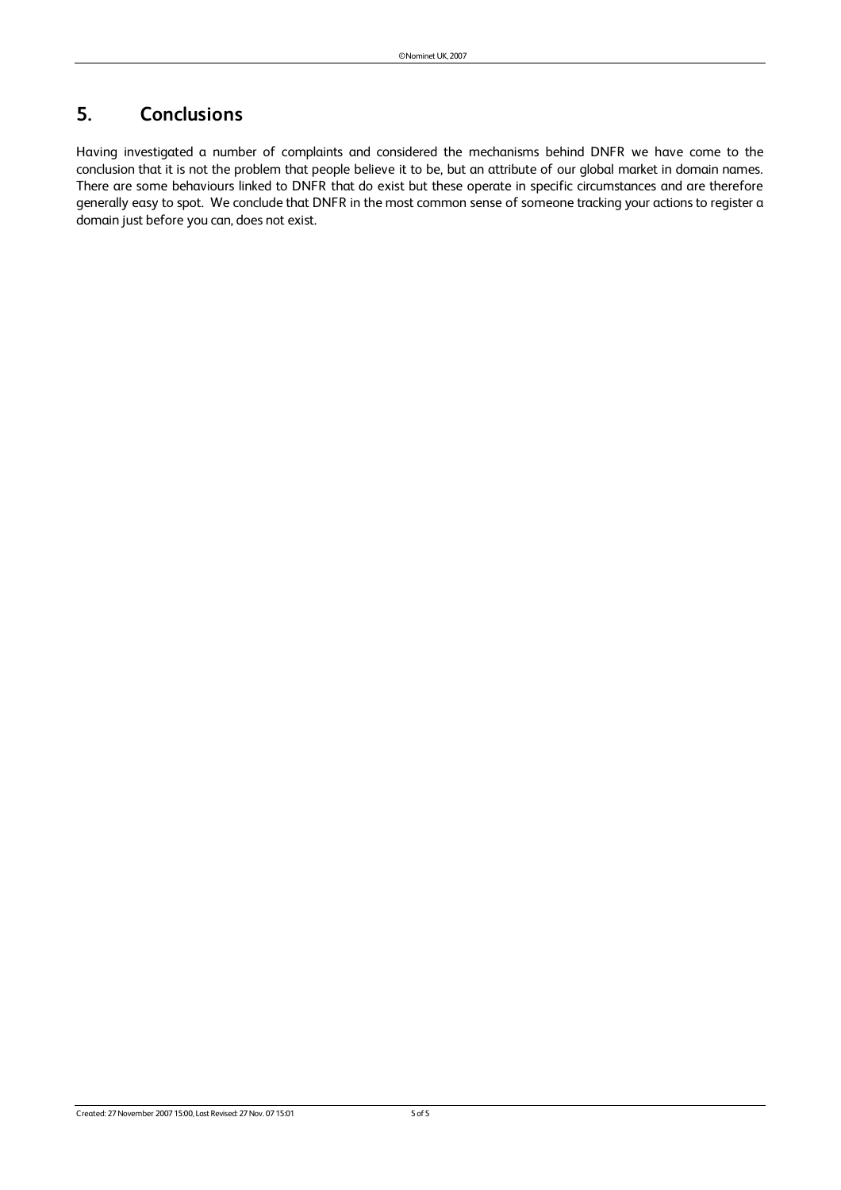## 5. Conclusions

Having investigated a number of complaints and considered the mechanisms behind DNFR we have come to the conclusion that it is not the problem that people believe it to be, but an attribute of our global market in domain names. There are some behaviours linked to DNFR that do exist but these operate in specific circumstances and are therefore generally easy to spot. We conclude that DNFR in the most common sense of someone tracking your actions to register a domain just before you can, does not exist.